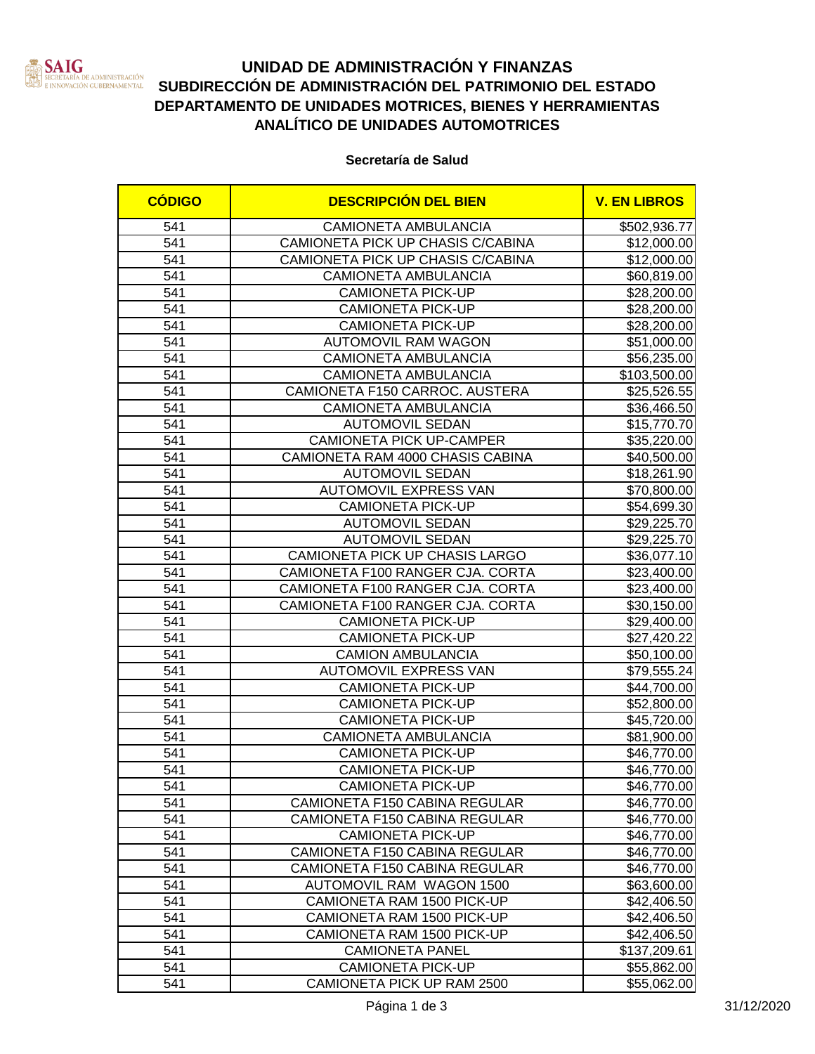# UNIDAD DE ADMINISTRACIÓN Y FINANZAS
## SUBDIRECCIÓN DE ADMINISTRACIÓN DEL PATRIMONIO DEL ESTADO
## DEPARTAMENTO DE UNIDADES MOTRICES, BIENES Y HERRAMIENTAS
## ANALÍTICO DE UNIDADES AUTOMOTRICES

**Secretaría de Salud**

| CÓDIGO | DESCRIPCIÓN DEL BIEN | V. EN LIBROS |
|---|---|---|
| 541 | CAMIONETA AMBULANCIA | $502,936.77 |
| 541 | CAMIONETA PICK UP CHASIS C/CABINA | $12,000.00 |
| 541 | CAMIONETA PICK UP CHASIS C/CABINA | $12,000.00 |
| 541 | CAMIONETA AMBULANCIA | $60,819.00 |
| 541 | CAMIONETA PICK-UP | $28,200.00 |
| 541 | CAMIONETA PICK-UP | $28,200.00 |
| 541 | CAMIONETA PICK-UP | $28,200.00 |
| 541 | AUTOMOVIL RAM WAGON | $51,000.00 |
| 541 | CAMIONETA AMBULANCIA | $56,235.00 |
| 541 | CAMIONETA AMBULANCIA | $103,500.00 |
| 541 | CAMIONETA F150 CARROC. AUSTERA | $25,526.55 |
| 541 | CAMIONETA AMBULANCIA | $36,466.50 |
| 541 | AUTOMOVIL SEDAN | $15,770.70 |
| 541 | CAMIONETA PICK UP-CAMPER | $35,220.00 |
| 541 | CAMIONETA RAM 4000 CHASIS CABINA | $40,500.00 |
| 541 | AUTOMOVIL SEDAN | $18,261.90 |
| 541 | AUTOMOVIL EXPRESS VAN | $70,800.00 |
| 541 | CAMIONETA PICK-UP | $54,699.30 |
| 541 | AUTOMOVIL SEDAN | $29,225.70 |
| 541 | AUTOMOVIL SEDAN | $29,225.70 |
| 541 | CAMIONETA PICK UP CHASIS LARGO | $36,077.10 |
| 541 | CAMIONETA F100 RANGER CJA. CORTA | $23,400.00 |
| 541 | CAMIONETA F100 RANGER CJA. CORTA | $23,400.00 |
| 541 | CAMIONETA F100 RANGER CJA. CORTA | $30,150.00 |
| 541 | CAMIONETA PICK-UP | $29,400.00 |
| 541 | CAMIONETA PICK-UP | $27,420.22 |
| 541 | CAMION AMBULANCIA | $50,100.00 |
| 541 | AUTOMOVIL EXPRESS VAN | $79,555.24 |
| 541 | CAMIONETA PICK-UP | $44,700.00 |
| 541 | CAMIONETA PICK-UP | $52,800.00 |
| 541 | CAMIONETA PICK-UP | $45,720.00 |
| 541 | CAMIONETA AMBULANCIA | $81,900.00 |
| 541 | CAMIONETA PICK-UP | $46,770.00 |
| 541 | CAMIONETA PICK-UP | $46,770.00 |
| 541 | CAMIONETA PICK-UP | $46,770.00 |
| 541 | CAMIONETA F150 CABINA REGULAR | $46,770.00 |
| 541 | CAMIONETA F150 CABINA REGULAR | $46,770.00 |
| 541 | CAMIONETA PICK-UP | $46,770.00 |
| 541 | CAMIONETA F150 CABINA REGULAR | $46,770.00 |
| 541 | CAMIONETA F150 CABINA REGULAR | $46,770.00 |
| 541 | AUTOMOVIL RAM WAGON 1500 | $63,600.00 |
| 541 | CAMIONETA RAM 1500 PICK-UP | $42,406.50 |
| 541 | CAMIONETA RAM 1500 PICK-UP | $42,406.50 |
| 541 | CAMIONETA RAM 1500 PICK-UP | $42,406.50 |
| 541 | CAMIONETA PANEL | $137,209.61 |
| 541 | CAMIONETA PICK-UP | $55,862.00 |
| 541 | CAMIONETA PICK UP RAM 2500 | $55,062.00 |

31/12/2020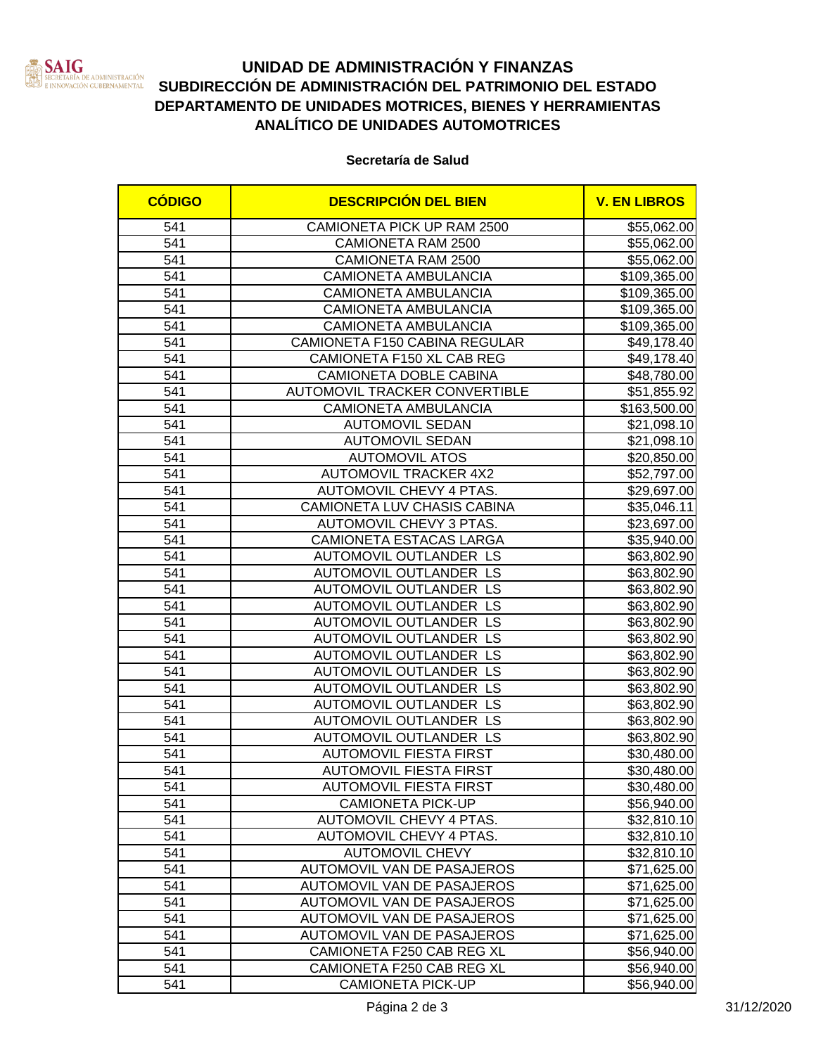# UNIDAD DE ADMINISTRACIÓN Y FINANZAS

## SUBDIRECCIÓN DE ADMINISTRACIÓN DEL PATRIMONIO DEL ESTADO

## DEPARTAMENTO DE UNIDADES MOTRICES, BIENES Y HERRAMIENTAS

## ANALÍTICO DE UNIDADES AUTOMOTRICES

**Secretaría de Salud**

| CÓDIGO | DESCRIPCIÓN DEL BIEN | V. EN LIBROS |
|---|---|---|
| 541 | CAMIONETA PICK UP RAM 2500 | $55,062.00 |
| 541 | CAMIONETA RAM 2500 | $55,062.00 |
| 541 | CAMIONETA RAM 2500 | $55,062.00 |
| 541 | CAMIONETA AMBULANCIA | $109,365.00 |
| 541 | CAMIONETA AMBULANCIA | $109,365.00 |
| 541 | CAMIONETA AMBULANCIA | $109,365.00 |
| 541 | CAMIONETA AMBULANCIA | $109,365.00 |
| 541 | CAMIONETA F150 CABINA REGULAR | $49,178.40 |
| 541 | CAMIONETA F150 XL CAB REG | $49,178.40 |
| 541 | CAMIONETA DOBLE CABINA | $48,780.00 |
| 541 | AUTOMOVIL TRACKER CONVERTIBLE | $51,855.92 |
| 541 | CAMIONETA AMBULANCIA | $163,500.00 |
| 541 | AUTOMOVIL SEDAN | $21,098.10 |
| 541 | AUTOMOVIL SEDAN | $21,098.10 |
| 541 | AUTOMOVIL ATOS | $20,850.00 |
| 541 | AUTOMOVIL TRACKER 4X2 | $52,797.00 |
| 541 | AUTOMOVIL CHEVY 4 PTAS. | $29,697.00 |
| 541 | CAMIONETA LUV CHASIS CABINA | $35,046.11 |
| 541 | AUTOMOVIL CHEVY 3 PTAS. | $23,697.00 |
| 541 | CAMIONETA ESTACAS LARGA | $35,940.00 |
| 541 | AUTOMOVIL OUTLANDER LS | $63,802.90 |
| 541 | AUTOMOVIL OUTLANDER LS | $63,802.90 |
| 541 | AUTOMOVIL OUTLANDER LS | $63,802.90 |
| 541 | AUTOMOVIL OUTLANDER LS | $63,802.90 |
| 541 | AUTOMOVIL OUTLANDER LS | $63,802.90 |
| 541 | AUTOMOVIL OUTLANDER LS | $63,802.90 |
| 541 | AUTOMOVIL OUTLANDER LS | $63,802.90 |
| 541 | AUTOMOVIL OUTLANDER LS | $63,802.90 |
| 541 | AUTOMOVIL OUTLANDER LS | $63,802.90 |
| 541 | AUTOMOVIL OUTLANDER LS | $63,802.90 |
| 541 | AUTOMOVIL OUTLANDER LS | $63,802.90 |
| 541 | AUTOMOVIL OUTLANDER LS | $63,802.90 |
| 541 | AUTOMOVIL FIESTA FIRST | $30,480.00 |
| 541 | AUTOMOVIL FIESTA FIRST | $30,480.00 |
| 541 | AUTOMOVIL FIESTA FIRST | $30,480.00 |
| 541 | CAMIONETA PICK-UP | $56,940.00 |
| 541 | AUTOMOVIL CHEVY 4 PTAS. | $32,810.10 |
| 541 | AUTOMOVIL CHEVY 4 PTAS. | $32,810.10 |
| 541 | AUTOMOVIL CHEVY | $32,810.10 |
| 541 | AUTOMOVIL VAN DE PASAJEROS | $71,625.00 |
| 541 | AUTOMOVIL VAN DE PASAJEROS | $71,625.00 |
| 541 | AUTOMOVIL VAN DE PASAJEROS | $71,625.00 |
| 541 | AUTOMOVIL VAN DE PASAJEROS | $71,625.00 |
| 541 | AUTOMOVIL VAN DE PASAJEROS | $71,625.00 |
| 541 | CAMIONETA F250 CAB REG XL | $56,940.00 |
| 541 | CAMIONETA F250 CAB REG XL | $56,940.00 |
| 541 | CAMIONETA PICK-UP | $56,940.00 |

31/12/2020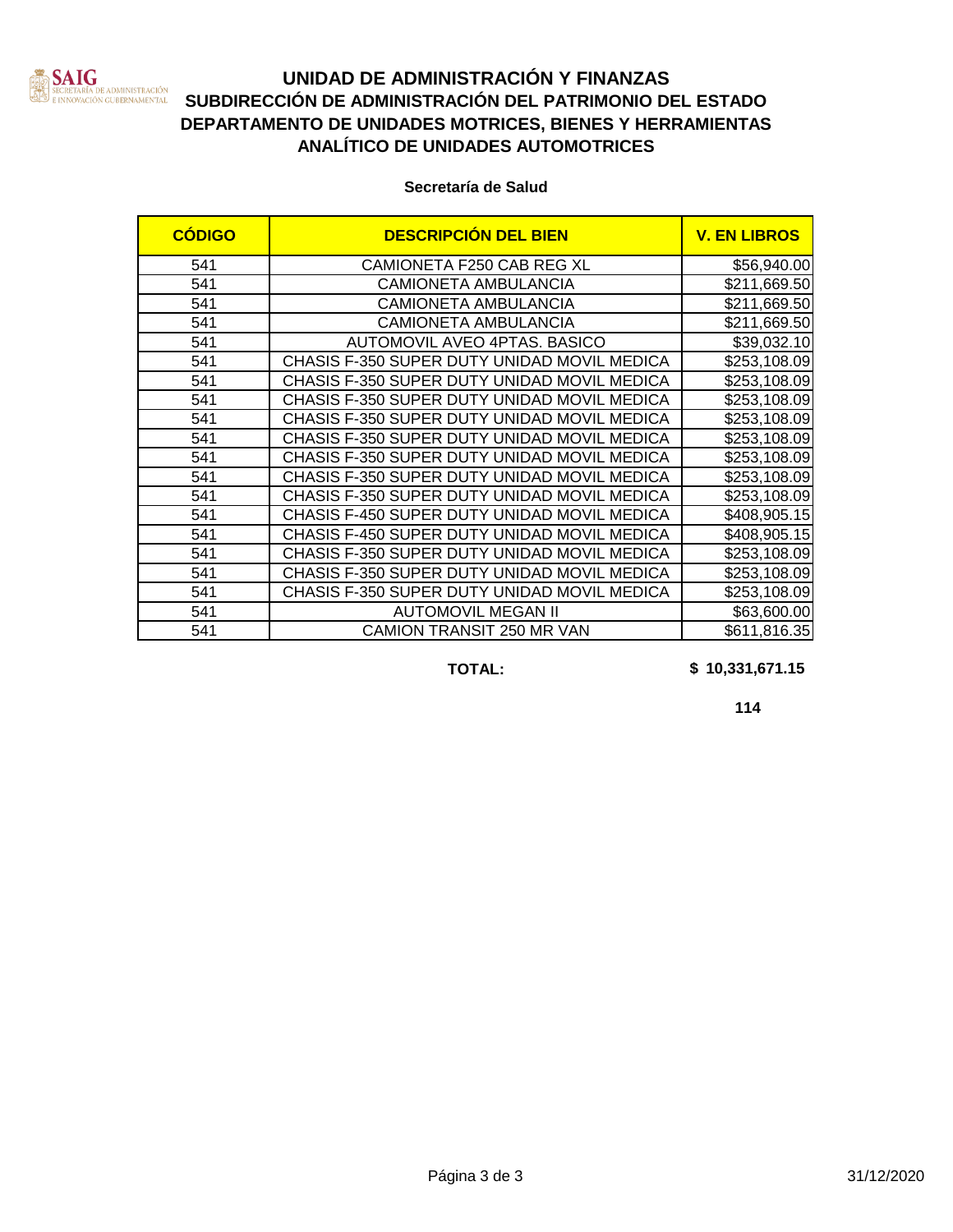# UNIDAD DE ADMINISTRACIÓN Y FINANZAS
## SUBDIRECCIÓN DE ADMINISTRACIÓN DEL PATRIMONIO DEL ESTADO
## DEPARTAMENTO DE UNIDADES MOTRICES, BIENES Y HERRAMIENTAS
## ANALÍTICO DE UNIDADES AUTOMOTRICES

**Secretaría de Salud**

| CÓDIGO | DESCRIPCIÓN DEL BIEN | V. EN LIBROS |
|---|---|---|
| 541 | CAMIONETA F250 CAB REG XL | $56,940.00 |
| 541 | CAMIONETA AMBULANCIA | $211,669.50 |
| 541 | CAMIONETA AMBULANCIA | $211,669.50 |
| 541 | CAMIONETA AMBULANCIA | $211,669.50 |
| 541 | AUTOMOVIL AVEO 4PTAS. BASICO | $39,032.10 |
| 541 | CHASIS F-350 SUPER DUTY UNIDAD MOVIL MEDICA | $253,108.09 |
| 541 | CHASIS F-350 SUPER DUTY UNIDAD MOVIL MEDICA | $253,108.09 |
| 541 | CHASIS F-350 SUPER DUTY UNIDAD MOVIL MEDICA | $253,108.09 |
| 541 | CHASIS F-350 SUPER DUTY UNIDAD MOVIL MEDICA | $253,108.09 |
| 541 | CHASIS F-350 SUPER DUTY UNIDAD MOVIL MEDICA | $253,108.09 |
| 541 | CHASIS F-350 SUPER DUTY UNIDAD MOVIL MEDICA | $253,108.09 |
| 541 | CHASIS F-350 SUPER DUTY UNIDAD MOVIL MEDICA | $253,108.09 |
| 541 | CHASIS F-350 SUPER DUTY UNIDAD MOVIL MEDICA | $253,108.09 |
| 541 | CHASIS F-450 SUPER DUTY UNIDAD MOVIL MEDICA | $408,905.15 |
| 541 | CHASIS F-450 SUPER DUTY UNIDAD MOVIL MEDICA | $408,905.15 |
| 541 | CHASIS F-350 SUPER DUTY UNIDAD MOVIL MEDICA | $253,108.09 |
| 541 | CHASIS F-350 SUPER DUTY UNIDAD MOVIL MEDICA | $253,108.09 |
| 541 | CHASIS F-350 SUPER DUTY UNIDAD MOVIL MEDICA | $253,108.09 |
| 541 | AUTOMOVIL MEGAN II | $63,600.00 |
| 541 | CAMION TRANSIT 250 MR VAN | $611,816.35 |

**TOTAL:** **$ 10,331,671.15**

**114**

31/12/2020